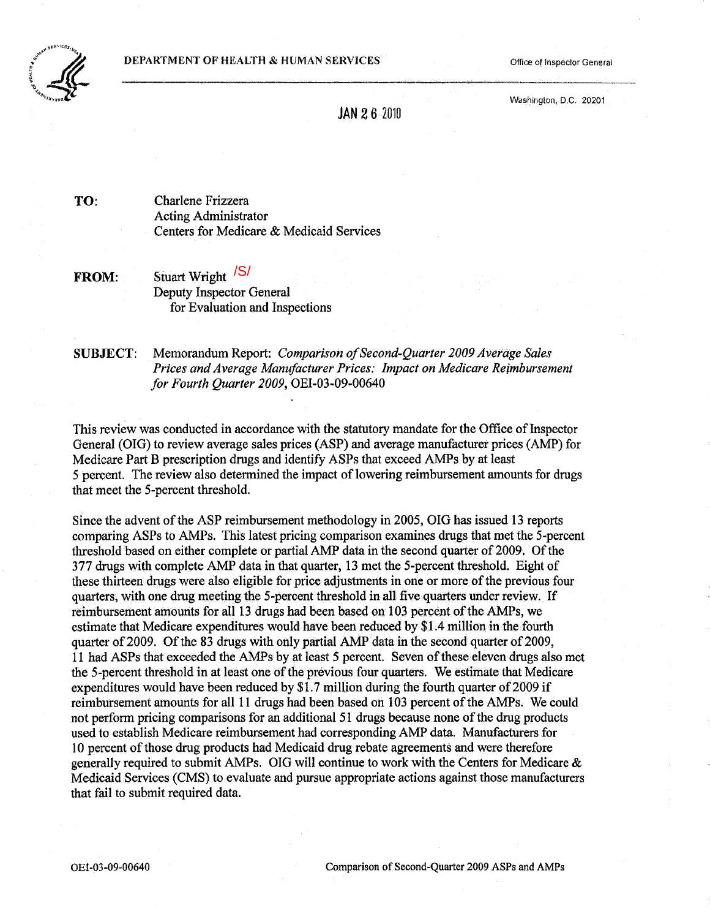DEPARTMENT OF HEALTH & HUMAN SERVICES

Office of Inspector General

Washington, D.C. 20201

JAN 26 2010

**TO:** Charlene Frizzera
Acting Administrator
Centers for Medicare & Medicaid Services

**FROM:** Stuart Wright /S/
Deputy Inspector General
for Evaluation and Inspections

**SUBJECT:** Memorandum Report: *Comparison of Second-Quarter 2009 Average Sales Prices and Average Manufacturer Prices: Impact on Medicare Reimbursement for Fourth Quarter 2009*, OEI-03-09-00640

This review was conducted in accordance with the statutory mandate for the Office of Inspector General (OIG) to review average sales prices (ASP) and average manufacturer prices (AMP) for Medicare Part B prescription drugs and identify ASPs that exceed AMPs by at least 5 percent. The review also determined the impact of lowering reimbursement amounts for drugs that meet the 5-percent threshold.

Since the advent of the ASP reimbursement methodology in 2005, OIG has issued 13 reports comparing ASPs to AMPs. This latest pricing comparison examines drugs that met the 5-percent threshold based on either complete or partial AMP data in the second quarter of 2009. Of the 377 drugs with complete AMP data in that quarter, 13 met the 5-percent threshold. Eight of these thirteen drugs were also eligible for price adjustments in one or more of the previous four quarters, with one drug meeting the 5-percent threshold in all five quarters under review. If reimbursement amounts for all 13 drugs had been based on 103 percent of the AMPs, we estimate that Medicare expenditures would have been reduced by $1.4 million in the fourth quarter of 2009. Of the 83 drugs with only partial AMP data in the second quarter of 2009, 11 had ASPs that exceeded the AMPs by at least 5 percent. Seven of these eleven drugs also met the 5-percent threshold in at least one of the previous four quarters. We estimate that Medicare expenditures would have been reduced by $1.7 million during the fourth quarter of 2009 if reimbursement amounts for all 11 drugs had been based on 103 percent of the AMPs. We could not perform pricing comparisons for an additional 51 drugs because none of the drug products used to establish Medicare reimbursement had corresponding AMP data. Manufacturers for 10 percent of those drug products had Medicaid drug rebate agreements and were therefore generally required to submit AMPs. OIG will continue to work with the Centers for Medicare & Medicaid Services (CMS) to evaluate and pursue appropriate actions against those manufacturers that fail to submit required data.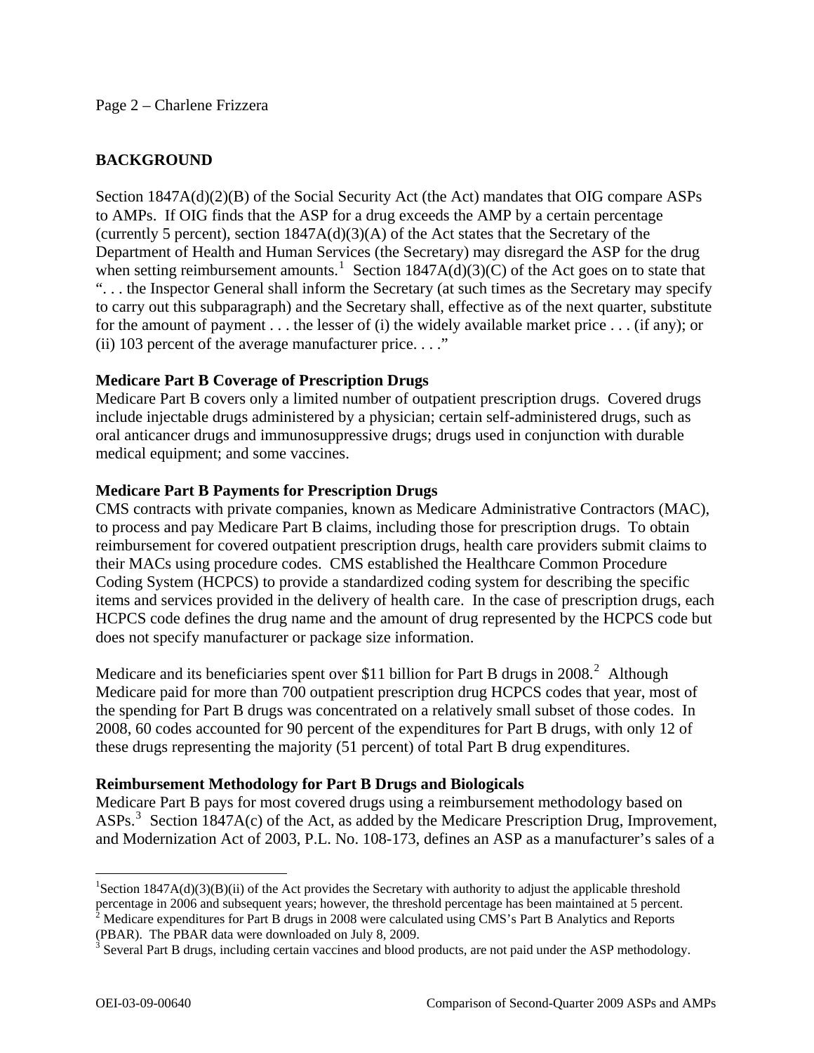## BACKGROUND

Section 1847A(d)(2)(B) of the Social Security Act (the Act) mandates that OIG compare ASPs to AMPs. If OIG finds that the ASP for a drug exceeds the AMP by a certain percentage (currently 5 percent), section 1847A(d)(3)(A) of the Act states that the Secretary of the Department of Health and Human Services (the Secretary) may disregard the ASP for the drug when setting reimbursement amounts.[1] Section 1847A(d)(3)(C) of the Act goes on to state that ". . . the Inspector General shall inform the Secretary (at such times as the Secretary may specify to carry out this subparagraph) and the Secretary shall, effective as of the next quarter, substitute for the amount of payment . . . the lesser of (i) the widely available market price . . . (if any); or (ii) 103 percent of the average manufacturer price. . . ."

### Medicare Part B Coverage of Prescription Drugs

Medicare Part B covers only a limited number of outpatient prescription drugs. Covered drugs include injectable drugs administered by a physician; certain self-administered drugs, such as oral anticancer drugs and immunosuppressive drugs; drugs used in conjunction with durable medical equipment; and some vaccines.

### Medicare Part B Payments for Prescription Drugs

CMS contracts with private companies, known as Medicare Administrative Contractors (MAC), to process and pay Medicare Part B claims, including those for prescription drugs. To obtain reimbursement for covered outpatient prescription drugs, health care providers submit claims to their MACs using procedure codes. CMS established the Healthcare Common Procedure Coding System (HCPCS) to provide a standardized coding system for describing the specific items and services provided in the delivery of health care. In the case of prescription drugs, each HCPCS code defines the drug name and the amount of drug represented by the HCPCS code but does not specify manufacturer or package size information.

Medicare and its beneficiaries spent over $11 billion for Part B drugs in 2008.[2] Although Medicare paid for more than 700 outpatient prescription drug HCPCS codes that year, most of the spending for Part B drugs was concentrated on a relatively small subset of those codes. In 2008, 60 codes accounted for 90 percent of the expenditures for Part B drugs, with only 12 of these drugs representing the majority (51 percent) of total Part B drug expenditures.

### Reimbursement Methodology for Part B Drugs and Biologicals

Medicare Part B pays for most covered drugs using a reimbursement methodology based on ASPs.[3] Section 1847A(c) of the Act, as added by the Medicare Prescription Drug, Improvement, and Modernization Act of 2003, P.L. No. 108-173, defines an ASP as a manufacturer's sales of a

---

[1] Section 1847A(d)(3)(B)(ii) of the Act provides the Secretary with authority to adjust the applicable threshold percentage in 2006 and subsequent years; however, the threshold percentage has been maintained at 5 percent.

[2] Medicare expenditures for Part B drugs in 2008 were calculated using CMS's Part B Analytics and Reports (PBAR). The PBAR data were downloaded on July 8, 2009.

[3] Several Part B drugs, including certain vaccines and blood products, are not paid under the ASP methodology.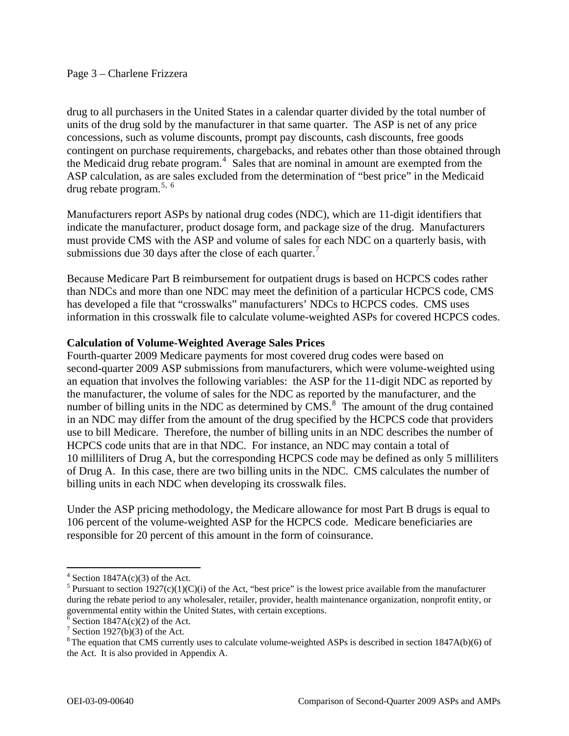drug to all purchasers in the United States in a calendar quarter divided by the total number of units of the drug sold by the manufacturer in that same quarter. The ASP is net of any price concessions, such as volume discounts, prompt pay discounts, cash discounts, free goods contingent on purchase requirements, chargebacks, and rebates other than those obtained through the Medicaid drug rebate program.[4] Sales that are nominal in amount are exempted from the ASP calculation, as are sales excluded from the determination of "best price" in the Medicaid drug rebate program.[5, 6]

Manufacturers report ASPs by national drug codes (NDC), which are 11-digit identifiers that indicate the manufacturer, product dosage form, and package size of the drug. Manufacturers must provide CMS with the ASP and volume of sales for each NDC on a quarterly basis, with submissions due 30 days after the close of each quarter.[7]

Because Medicare Part B reimbursement for outpatient drugs is based on HCPCS codes rather than NDCs and more than one NDC may meet the definition of a particular HCPCS code, CMS has developed a file that "crosswalks" manufacturers' NDCs to HCPCS codes. CMS uses information in this crosswalk file to calculate volume-weighted ASPs for covered HCPCS codes.

**Calculation of Volume-Weighted Average Sales Prices**

Fourth-quarter 2009 Medicare payments for most covered drug codes were based on second-quarter 2009 ASP submissions from manufacturers, which were volume-weighted using an equation that involves the following variables: the ASP for the 11-digit NDC as reported by the manufacturer, the volume of sales for the NDC as reported by the manufacturer, and the number of billing units in the NDC as determined by CMS.[8] The amount of the drug contained in an NDC may differ from the amount of the drug specified by the HCPCS code that providers use to bill Medicare. Therefore, the number of billing units in an NDC describes the number of HCPCS code units that are in that NDC. For instance, an NDC may contain a total of 10 milliliters of Drug A, but the corresponding HCPCS code may be defined as only 5 milliliters of Drug A. In this case, there are two billing units in the NDC. CMS calculates the number of billing units in each NDC when developing its crosswalk files.

Under the ASP pricing methodology, the Medicare allowance for most Part B drugs is equal to 106 percent of the volume-weighted ASP for the HCPCS code. Medicare beneficiaries are responsible for 20 percent of this amount in the form of coinsurance.

---

[4] Section 1847A(c)(3) of the Act.

[5] Pursuant to section 1927(c)(1)(C)(i) of the Act, "best price" is the lowest price available from the manufacturer during the rebate period to any wholesaler, retailer, provider, health maintenance organization, nonprofit entity, or governmental entity within the United States, with certain exceptions.

[6] Section 1847A(c)(2) of the Act.

[7] Section 1927(b)(3) of the Act.

[8] The equation that CMS currently uses to calculate volume-weighted ASPs is described in section 1847A(b)(6) of the Act. It is also provided in Appendix A.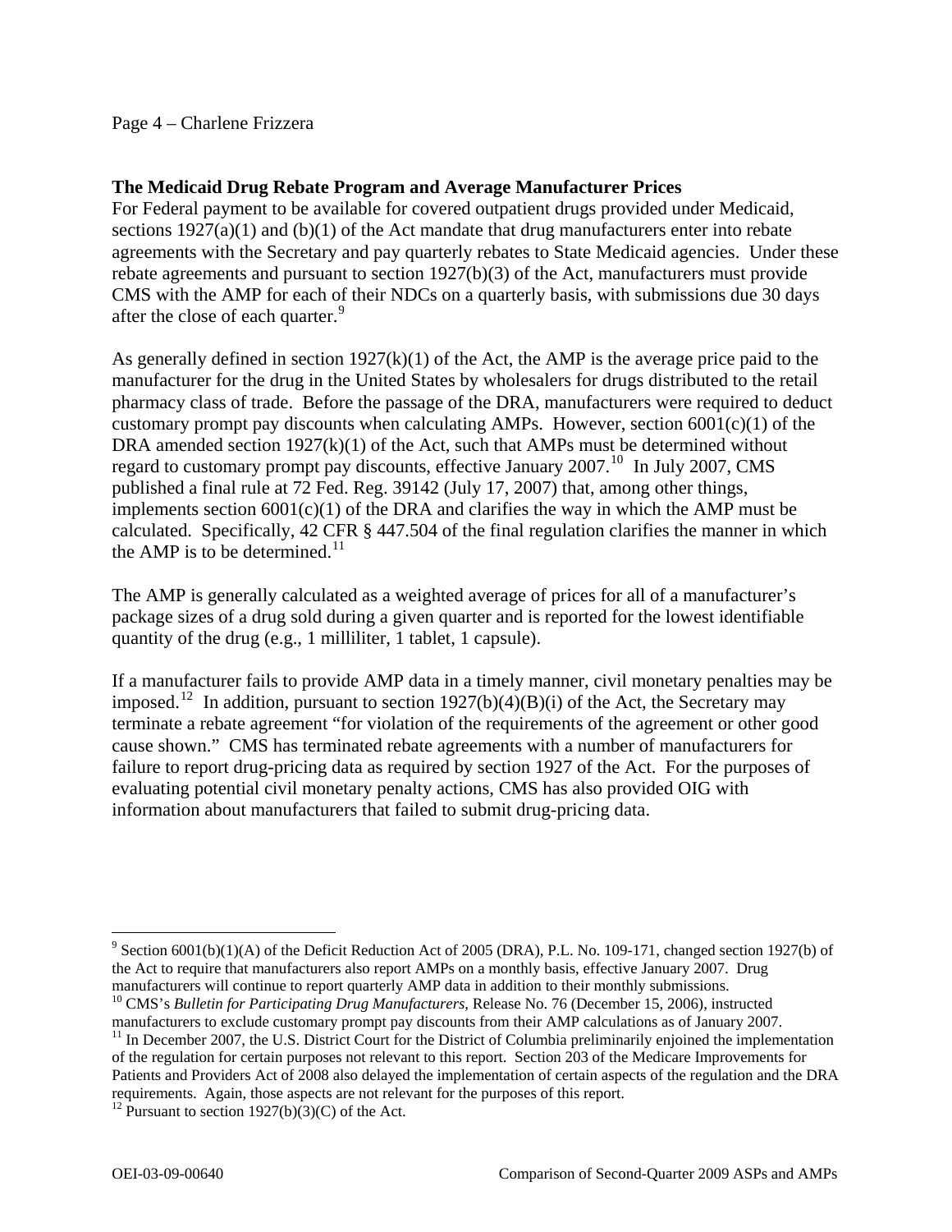**The Medicaid Drug Rebate Program and Average Manufacturer Prices**

For Federal payment to be available for covered outpatient drugs provided under Medicaid, sections 1927(a)(1) and (b)(1) of the Act mandate that drug manufacturers enter into rebate agreements with the Secretary and pay quarterly rebates to State Medicaid agencies. Under these rebate agreements and pursuant to section 1927(b)(3) of the Act, manufacturers must provide CMS with the AMP for each of their NDCs on a quarterly basis, with submissions due 30 days after the close of each quarter.[9]

As generally defined in section 1927(k)(1) of the Act, the AMP is the average price paid to the manufacturer for the drug in the United States by wholesalers for drugs distributed to the retail pharmacy class of trade. Before the passage of the DRA, manufacturers were required to deduct customary prompt pay discounts when calculating AMPs. However, section 6001(c)(1) of the DRA amended section 1927(k)(1) of the Act, such that AMPs must be determined without regard to customary prompt pay discounts, effective January 2007.[10] In July 2007, CMS published a final rule at 72 Fed. Reg. 39142 (July 17, 2007) that, among other things, implements section 6001(c)(1) of the DRA and clarifies the way in which the AMP must be calculated. Specifically, 42 CFR § 447.504 of the final regulation clarifies the manner in which the AMP is to be determined.[11]

The AMP is generally calculated as a weighted average of prices for all of a manufacturer's package sizes of a drug sold during a given quarter and is reported for the lowest identifiable quantity of the drug (e.g., 1 milliliter, 1 tablet, 1 capsule).

If a manufacturer fails to provide AMP data in a timely manner, civil monetary penalties may be imposed.[12] In addition, pursuant to section 1927(b)(4)(B)(i) of the Act, the Secretary may terminate a rebate agreement "for violation of the requirements of the agreement or other good cause shown." CMS has terminated rebate agreements with a number of manufacturers for failure to report drug-pricing data as required by section 1927 of the Act. For the purposes of evaluating potential civil monetary penalty actions, CMS has also provided OIG with information about manufacturers that failed to submit drug-pricing data.

---

[9] Section 6001(b)(1)(A) of the Deficit Reduction Act of 2005 (DRA), P.L. No. 109-171, changed section 1927(b) of the Act to require that manufacturers also report AMPs on a monthly basis, effective January 2007. Drug manufacturers will continue to report quarterly AMP data in addition to their monthly submissions.

[10] CMS's *Bulletin for Participating Drug Manufacturers*, Release No. 76 (December 15, 2006), instructed manufacturers to exclude customary prompt pay discounts from their AMP calculations as of January 2007.

[11] In December 2007, the U.S. District Court for the District of Columbia preliminarily enjoined the implementation of the regulation for certain purposes not relevant to this report. Section 203 of the Medicare Improvements for Patients and Providers Act of 2008 also delayed the implementation of certain aspects of the regulation and the DRA requirements. Again, those aspects are not relevant for the purposes of this report.

[12] Pursuant to section 1927(b)(3)(C) of the Act.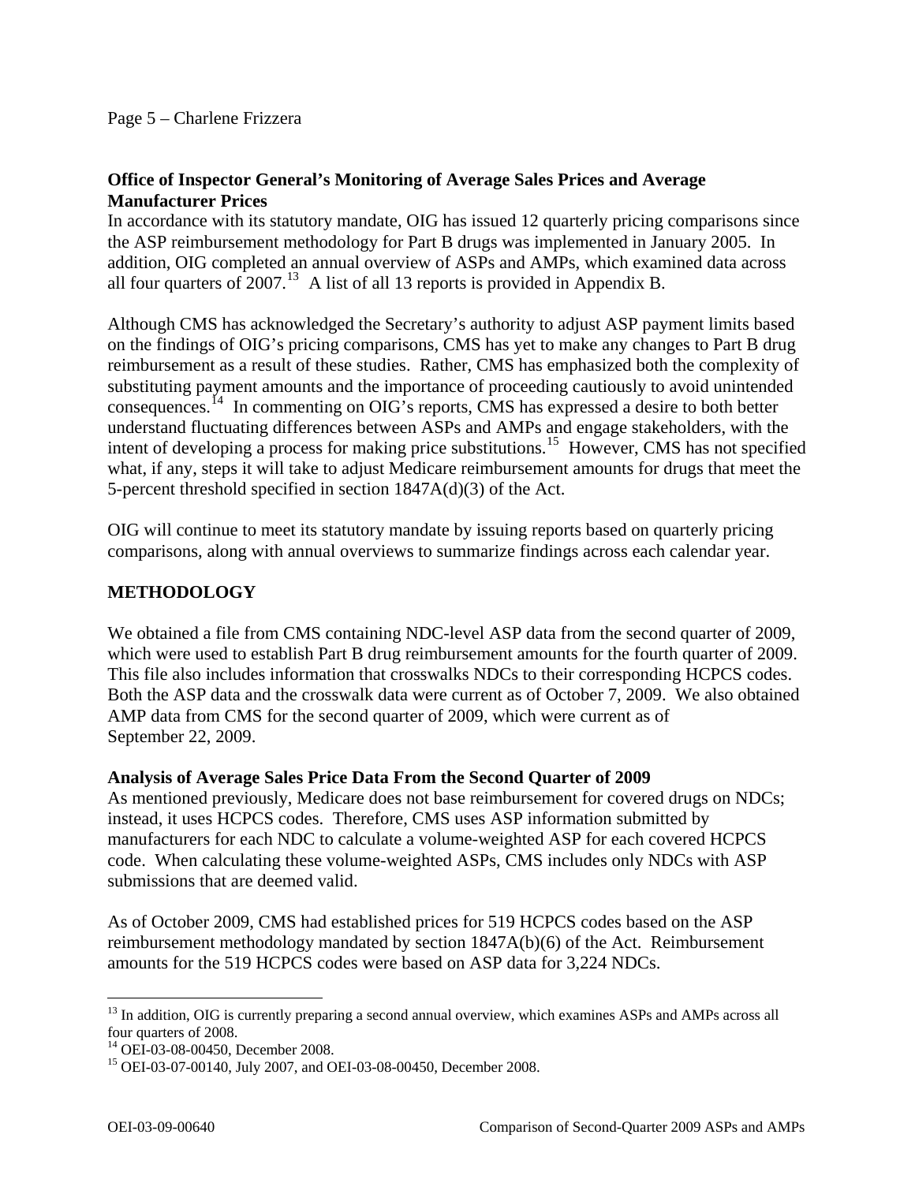**Office of Inspector General's Monitoring of Average Sales Prices and Average Manufacturer Prices**

In accordance with its statutory mandate, OIG has issued 12 quarterly pricing comparisons since the ASP reimbursement methodology for Part B drugs was implemented in January 2005. In addition, OIG completed an annual overview of ASPs and AMPs, which examined data across all four quarters of 2007.[13] A list of all 13 reports is provided in Appendix B.

Although CMS has acknowledged the Secretary's authority to adjust ASP payment limits based on the findings of OIG's pricing comparisons, CMS has yet to make any changes to Part B drug reimbursement as a result of these studies. Rather, CMS has emphasized both the complexity of substituting payment amounts and the importance of proceeding cautiously to avoid unintended consequences.[14] In commenting on OIG's reports, CMS has expressed a desire to both better understand fluctuating differences between ASPs and AMPs and engage stakeholders, with the intent of developing a process for making price substitutions.[15] However, CMS has not specified what, if any, steps it will take to adjust Medicare reimbursement amounts for drugs that meet the 5-percent threshold specified in section 1847A(d)(3) of the Act.

OIG will continue to meet its statutory mandate by issuing reports based on quarterly pricing comparisons, along with annual overviews to summarize findings across each calendar year.

## METHODOLOGY

We obtained a file from CMS containing NDC-level ASP data from the second quarter of 2009, which were used to establish Part B drug reimbursement amounts for the fourth quarter of 2009. This file also includes information that crosswalks NDCs to their corresponding HCPCS codes. Both the ASP data and the crosswalk data were current as of October 7, 2009. We also obtained AMP data from CMS for the second quarter of 2009, which were current as of September 22, 2009.

**Analysis of Average Sales Price Data From the Second Quarter of 2009**

As mentioned previously, Medicare does not base reimbursement for covered drugs on NDCs; instead, it uses HCPCS codes. Therefore, CMS uses ASP information submitted by manufacturers for each NDC to calculate a volume-weighted ASP for each covered HCPCS code. When calculating these volume-weighted ASPs, CMS includes only NDCs with ASP submissions that are deemed valid.

As of October 2009, CMS had established prices for 519 HCPCS codes based on the ASP reimbursement methodology mandated by section 1847A(b)(6) of the Act. Reimbursement amounts for the 519 HCPCS codes were based on ASP data for 3,224 NDCs.

---

[13] In addition, OIG is currently preparing a second annual overview, which examines ASPs and AMPs across all four quarters of 2008.

[14] OEI-03-08-00450, December 2008.

[15] OEI-03-07-00140, July 2007, and OEI-03-08-00450, December 2008.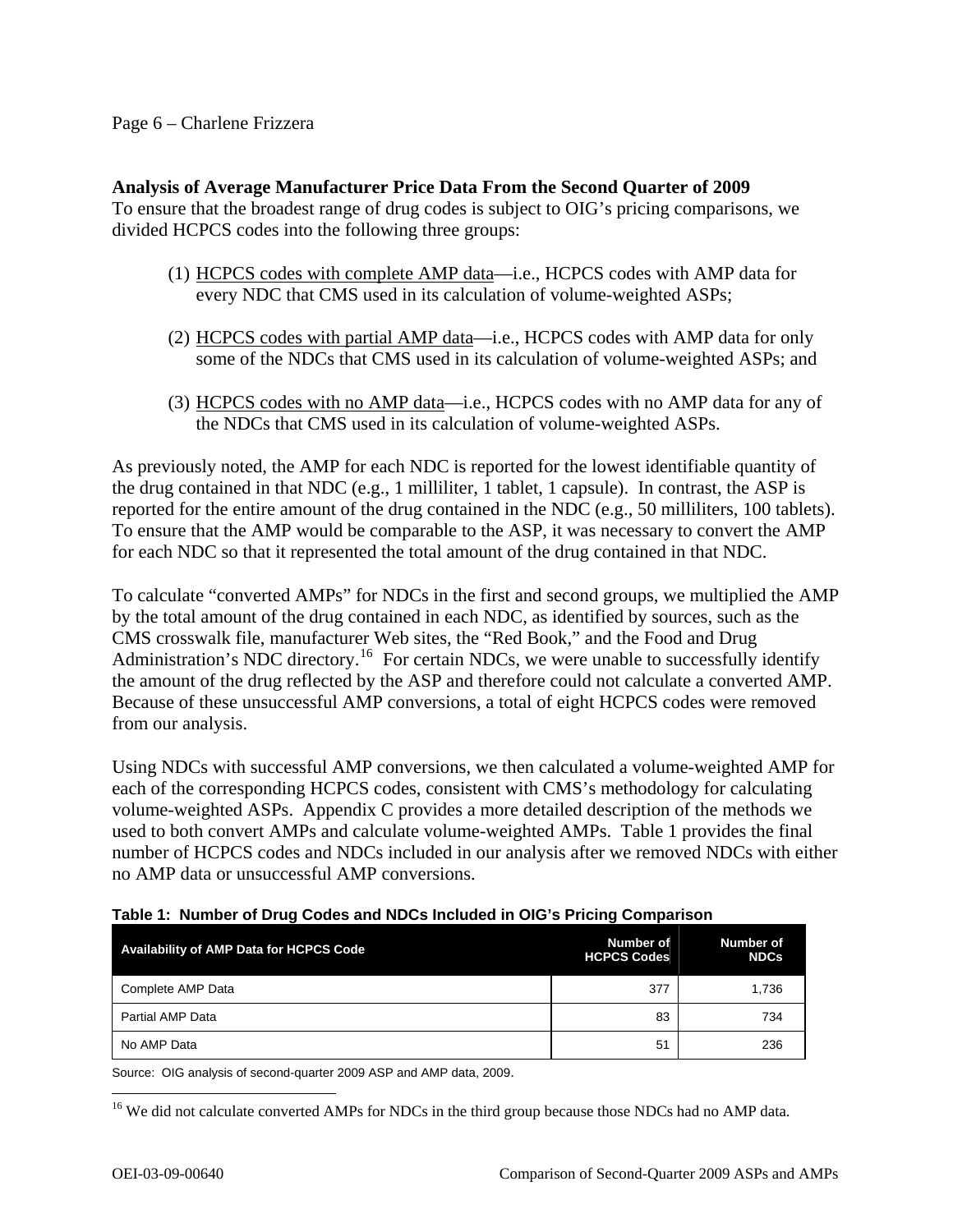### Analysis of Average Manufacturer Price Data From the Second Quarter of 2009

To ensure that the broadest range of drug codes is subject to OIG's pricing comparisons, we divided HCPCS codes into the following three groups:

(1) HCPCS codes with complete AMP data—i.e., HCPCS codes with AMP data for every NDC that CMS used in its calculation of volume-weighted ASPs;

(2) HCPCS codes with partial AMP data—i.e., HCPCS codes with AMP data for only some of the NDCs that CMS used in its calculation of volume-weighted ASPs; and

(3) HCPCS codes with no AMP data—i.e., HCPCS codes with no AMP data for any of the NDCs that CMS used in its calculation of volume-weighted ASPs.

As previously noted, the AMP for each NDC is reported for the lowest identifiable quantity of the drug contained in that NDC (e.g., 1 milliliter, 1 tablet, 1 capsule). In contrast, the ASP is reported for the entire amount of the drug contained in the NDC (e.g., 50 milliliters, 100 tablets). To ensure that the AMP would be comparable to the ASP, it was necessary to convert the AMP for each NDC so that it represented the total amount of the drug contained in that NDC.

To calculate "converted AMPs" for NDCs in the first and second groups, we multiplied the AMP by the total amount of the drug contained in each NDC, as identified by sources, such as the CMS crosswalk file, manufacturer Web sites, the "Red Book," and the Food and Drug Administration's NDC directory.[16] For certain NDCs, we were unable to successfully identify the amount of the drug reflected by the ASP and therefore could not calculate a converted AMP. Because of these unsuccessful AMP conversions, a total of eight HCPCS codes were removed from our analysis.

Using NDCs with successful AMP conversions, we then calculated a volume-weighted AMP for each of the corresponding HCPCS codes, consistent with CMS's methodology for calculating volume-weighted ASPs. Appendix C provides a more detailed description of the methods we used to both convert AMPs and calculate volume-weighted AMPs. Table 1 provides the final number of HCPCS codes and NDCs included in our analysis after we removed NDCs with either no AMP data or unsuccessful AMP conversions.

**Table 1: Number of Drug Codes and NDCs Included in OIG's Pricing Comparison**

| Availability of AMP Data for HCPCS Code | Number of HCPCS Codes | Number of NDCs |
|---|---|---|
| Complete AMP Data | 377 | 1,736 |
| Partial AMP Data | 83 | 734 |
| No AMP Data | 51 | 236 |

Source: OIG analysis of second-quarter 2009 ASP and AMP data, 2009.

[16] We did not calculate converted AMPs for NDCs in the third group because those NDCs had no AMP data.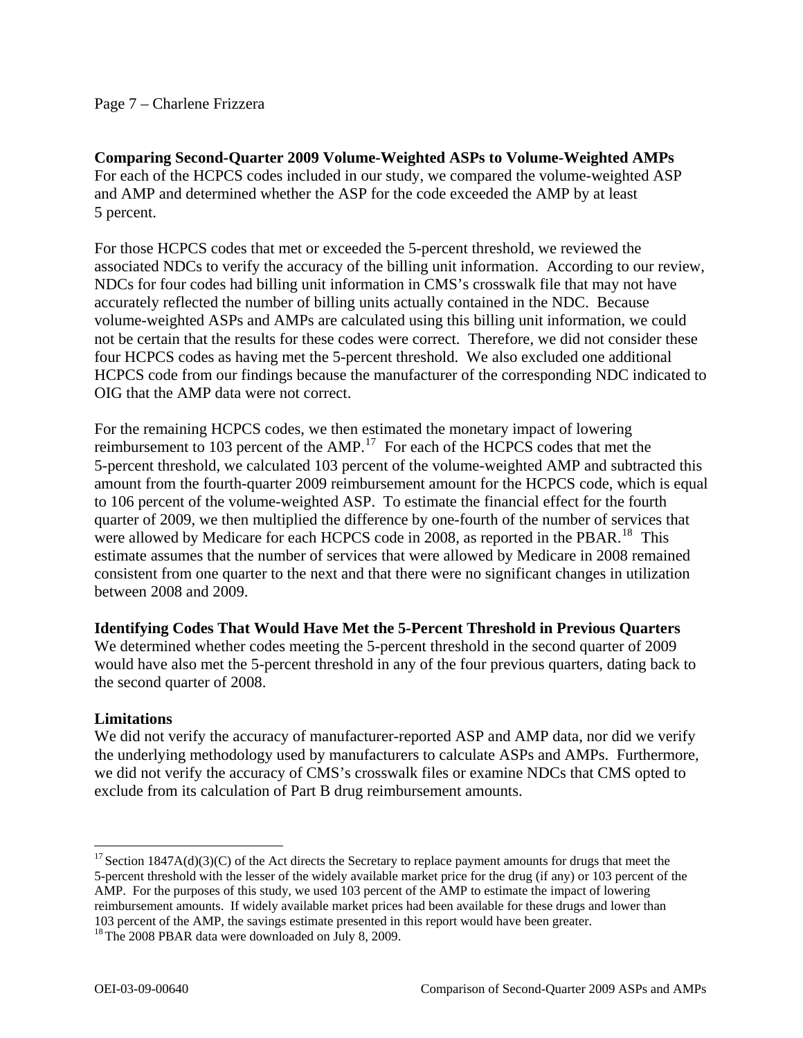**Comparing Second-Quarter 2009 Volume-Weighted ASPs to Volume-Weighted AMPs**
For each of the HCPCS codes included in our study, we compared the volume-weighted ASP and AMP and determined whether the ASP for the code exceeded the AMP by at least 5 percent.

For those HCPCS codes that met or exceeded the 5-percent threshold, we reviewed the associated NDCs to verify the accuracy of the billing unit information. According to our review, NDCs for four codes had billing unit information in CMS's crosswalk file that may not have accurately reflected the number of billing units actually contained in the NDC. Because volume-weighted ASPs and AMPs are calculated using this billing unit information, we could not be certain that the results for these codes were correct. Therefore, we did not consider these four HCPCS codes as having met the 5-percent threshold. We also excluded one additional HCPCS code from our findings because the manufacturer of the corresponding NDC indicated to OIG that the AMP data were not correct.

For the remaining HCPCS codes, we then estimated the monetary impact of lowering reimbursement to 103 percent of the AMP.[17] For each of the HCPCS codes that met the 5-percent threshold, we calculated 103 percent of the volume-weighted AMP and subtracted this amount from the fourth-quarter 2009 reimbursement amount for the HCPCS code, which is equal to 106 percent of the volume-weighted ASP. To estimate the financial effect for the fourth quarter of 2009, we then multiplied the difference by one-fourth of the number of services that were allowed by Medicare for each HCPCS code in 2008, as reported in the PBAR.[18] This estimate assumes that the number of services that were allowed by Medicare in 2008 remained consistent from one quarter to the next and that there were no significant changes in utilization between 2008 and 2009.

**Identifying Codes That Would Have Met the 5-Percent Threshold in Previous Quarters**
We determined whether codes meeting the 5-percent threshold in the second quarter of 2009 would have also met the 5-percent threshold in any of the four previous quarters, dating back to the second quarter of 2008.

**Limitations**
We did not verify the accuracy of manufacturer-reported ASP and AMP data, nor did we verify the underlying methodology used by manufacturers to calculate ASPs and AMPs. Furthermore, we did not verify the accuracy of CMS's crosswalk files or examine NDCs that CMS opted to exclude from its calculation of Part B drug reimbursement amounts.

---

[17] Section 1847A(d)(3)(C) of the Act directs the Secretary to replace payment amounts for drugs that meet the 5-percent threshold with the lesser of the widely available market price for the drug (if any) or 103 percent of the AMP. For the purposes of this study, we used 103 percent of the AMP to estimate the impact of lowering reimbursement amounts. If widely available market prices had been available for these drugs and lower than 103 percent of the AMP, the savings estimate presented in this report would have been greater.

[18] The 2008 PBAR data were downloaded on July 8, 2009.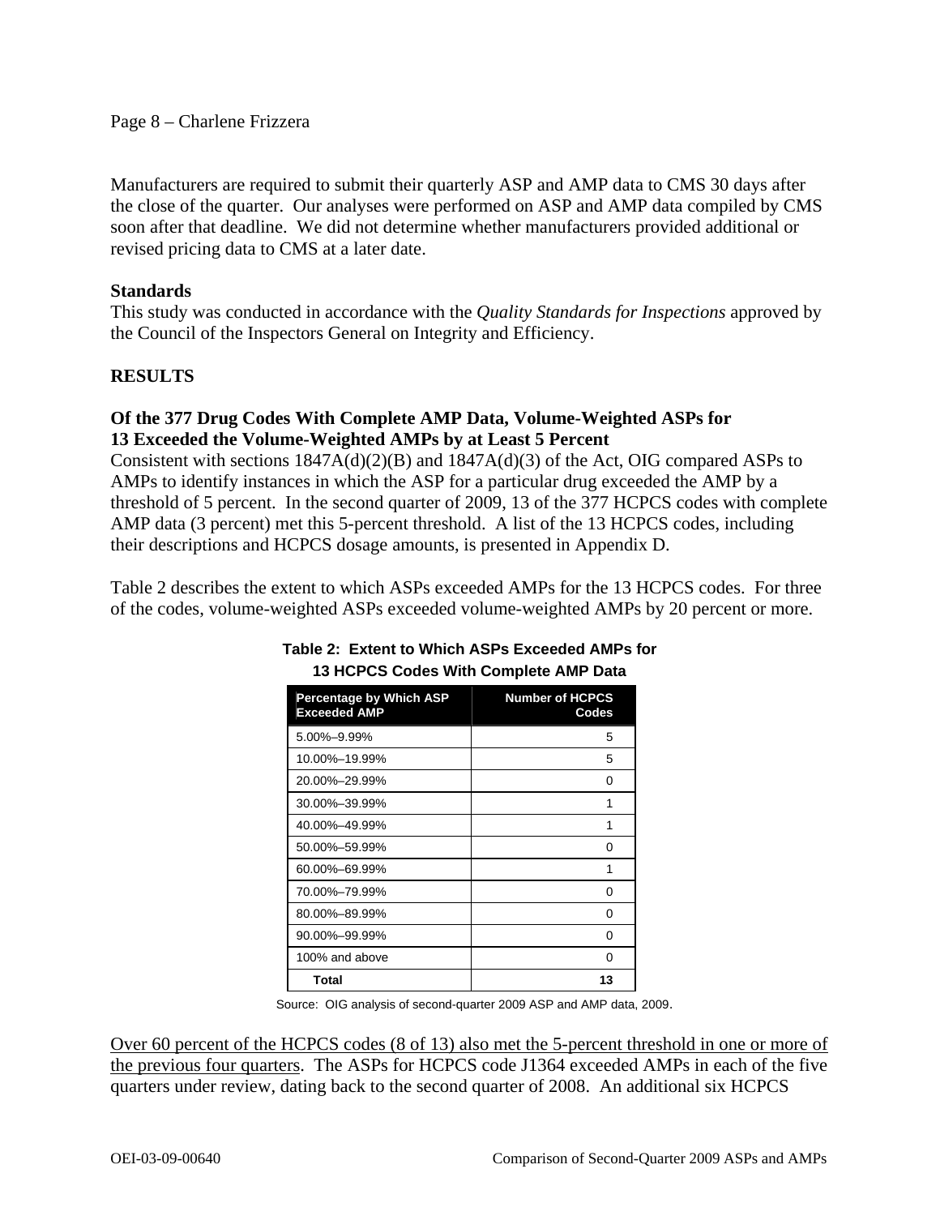Manufacturers are required to submit their quarterly ASP and AMP data to CMS 30 days after the close of the quarter. Our analyses were performed on ASP and AMP data compiled by CMS soon after that deadline. We did not determine whether manufacturers provided additional or revised pricing data to CMS at a later date.

**Standards**

This study was conducted in accordance with the *Quality Standards for Inspections* approved by the Council of the Inspectors General on Integrity and Efficiency.

## RESULTS

### Of the 377 Drug Codes With Complete AMP Data, Volume-Weighted ASPs for 13 Exceeded the Volume-Weighted AMPs by at Least 5 Percent

Consistent with sections 1847A(d)(2)(B) and 1847A(d)(3) of the Act, OIG compared ASPs to AMPs to identify instances in which the ASP for a particular drug exceeded the AMP by a threshold of 5 percent. In the second quarter of 2009, 13 of the 377 HCPCS codes with complete AMP data (3 percent) met this 5-percent threshold. A list of the 13 HCPCS codes, including their descriptions and HCPCS dosage amounts, is presented in Appendix D.

Table 2 describes the extent to which ASPs exceeded AMPs for the 13 HCPCS codes. For three of the codes, volume-weighted ASPs exceeded volume-weighted AMPs by 20 percent or more.

**Table 2: Extent to Which ASPs Exceeded AMPs for 13 HCPCS Codes With Complete AMP Data**

| Percentage by Which ASP Exceeded AMP | Number of HCPCS Codes |
|---|---|
| 5.00%–9.99% | 5 |
| 10.00%–19.99% | 5 |
| 20.00%–29.99% | 0 |
| 30.00%–39.99% | 1 |
| 40.00%–49.99% | 1 |
| 50.00%–59.99% | 0 |
| 60.00%–69.99% | 1 |
| 70.00%–79.99% | 0 |
| 80.00%–89.99% | 0 |
| 90.00%–99.99% | 0 |
| 100% and above | 0 |
| **Total** | **13** |

Source: OIG analysis of second-quarter 2009 ASP and AMP data, 2009.

<u>Over 60 percent of the HCPCS codes (8 of 13) also met the 5-percent threshold in one or more of the previous four quarters</u>. The ASPs for HCPCS code J1364 exceeded AMPs in each of the five quarters under review, dating back to the second quarter of 2008. An additional six HCPCS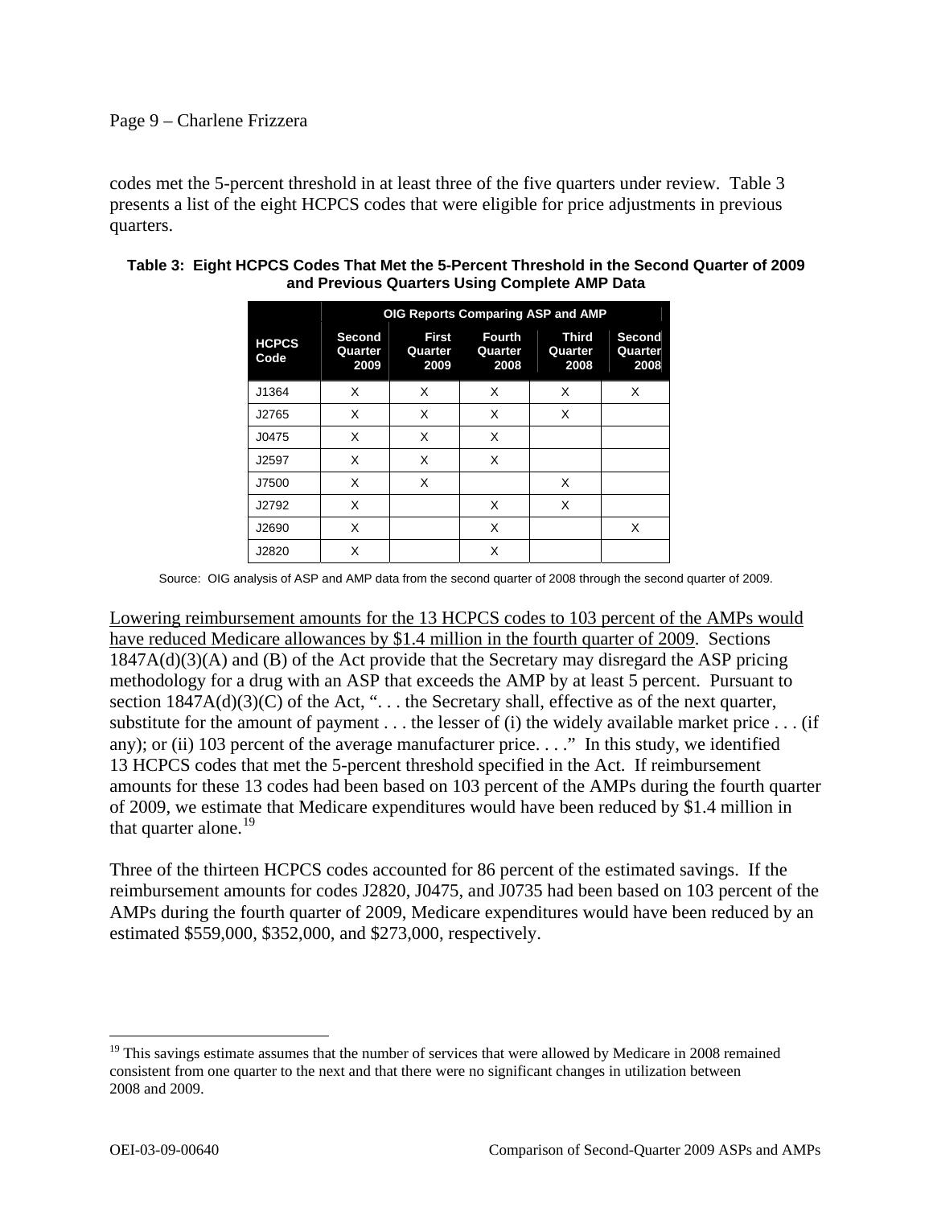codes met the 5-percent threshold in at least three of the five quarters under review. Table 3 presents a list of the eight HCPCS codes that were eligible for price adjustments in previous quarters.

**Table 3: Eight HCPCS Codes That Met the 5-Percent Threshold in the Second Quarter of 2009 and Previous Quarters Using Complete AMP Data**

| | OIG Reports Comparing ASP and AMP | | | | |
|---|---|---|---|---|---|
| **HCPCS Code** | **Second Quarter 2009** | **First Quarter 2009** | **Fourth Quarter 2008** | **Third Quarter 2008** | **Second Quarter 2008** |
| J1364 | X | X | X | X | X |
| J2765 | X | X | X | X | |
| J0475 | X | X | X | | |
| J2597 | X | X | X | | |
| J7500 | X | X | | X | |
| J2792 | X | | X | X | |
| J2690 | X | | X | | X |
| J2820 | X | | X | | |

Source: OIG analysis of ASP and AMP data from the second quarter of 2008 through the second quarter of 2009.

<u>Lowering reimbursement amounts for the 13 HCPCS codes to 103 percent of the AMPs would have reduced Medicare allowances by $1.4 million in the fourth quarter of 2009</u>. Sections 1847A(d)(3)(A) and (B) of the Act provide that the Secretary may disregard the ASP pricing methodology for a drug with an ASP that exceeds the AMP by at least 5 percent. Pursuant to section 1847A(d)(3)(C) of the Act, ". . . the Secretary shall, effective as of the next quarter, substitute for the amount of payment . . . the lesser of (i) the widely available market price . . . (if any); or (ii) 103 percent of the average manufacturer price. . . ." In this study, we identified 13 HCPCS codes that met the 5-percent threshold specified in the Act. If reimbursement amounts for these 13 codes had been based on 103 percent of the AMPs during the fourth quarter of 2009, we estimate that Medicare expenditures would have been reduced by $1.4 million in that quarter alone.[19]

Three of the thirteen HCPCS codes accounted for 86 percent of the estimated savings. If the reimbursement amounts for codes J2820, J0475, and J0735 had been based on 103 percent of the AMPs during the fourth quarter of 2009, Medicare expenditures would have been reduced by an estimated $559,000, $352,000, and $273,000, respectively.

---

[19] This savings estimate assumes that the number of services that were allowed by Medicare in 2008 remained consistent from one quarter to the next and that there were no significant changes in utilization between 2008 and 2009.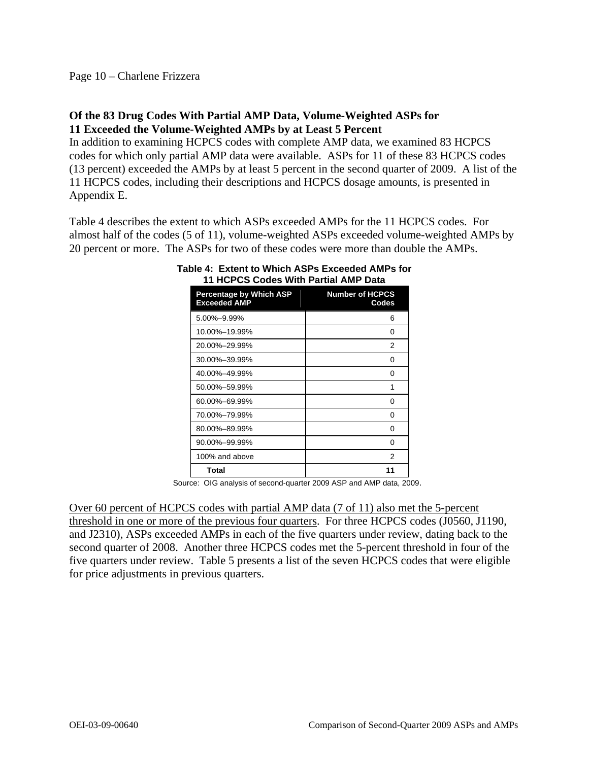### Of the 83 Drug Codes With Partial AMP Data, Volume-Weighted ASPs for 11 Exceeded the Volume-Weighted AMPs by at Least 5 Percent

In addition to examining HCPCS codes with complete AMP data, we examined 83 HCPCS codes for which only partial AMP data were available. ASPs for 11 of these 83 HCPCS codes (13 percent) exceeded the AMPs by at least 5 percent in the second quarter of 2009. A list of the 11 HCPCS codes, including their descriptions and HCPCS dosage amounts, is presented in Appendix E.

Table 4 describes the extent to which ASPs exceeded AMPs for the 11 HCPCS codes. For almost half of the codes (5 of 11), volume-weighted ASPs exceeded volume-weighted AMPs by 20 percent or more. The ASPs for two of these codes were more than double the AMPs.

**Table 4: Extent to Which ASPs Exceeded AMPs for 11 HCPCS Codes With Partial AMP Data**

| Percentage by Which ASP Exceeded AMP | Number of HCPCS Codes |
|---|---|
| 5.00%–9.99% | 6 |
| 10.00%–19.99% | 0 |
| 20.00%–29.99% | 2 |
| 30.00%–39.99% | 0 |
| 40.00%–49.99% | 0 |
| 50.00%–59.99% | 1 |
| 60.00%–69.99% | 0 |
| 70.00%–79.99% | 0 |
| 80.00%–89.99% | 0 |
| 90.00%–99.99% | 0 |
| 100% and above | 2 |
| **Total** | **11** |

Source: OIG analysis of second-quarter 2009 ASP and AMP data, 2009.

<u>Over 60 percent of HCPCS codes with partial AMP data (7 of 11) also met the 5-percent threshold in one or more of the previous four quarters</u>. For three HCPCS codes (J0560, J1190, and J2310), ASPs exceeded AMPs in each of the five quarters under review, dating back to the second quarter of 2008. Another three HCPCS codes met the 5-percent threshold in four of the five quarters under review. Table 5 presents a list of the seven HCPCS codes that were eligible for price adjustments in previous quarters.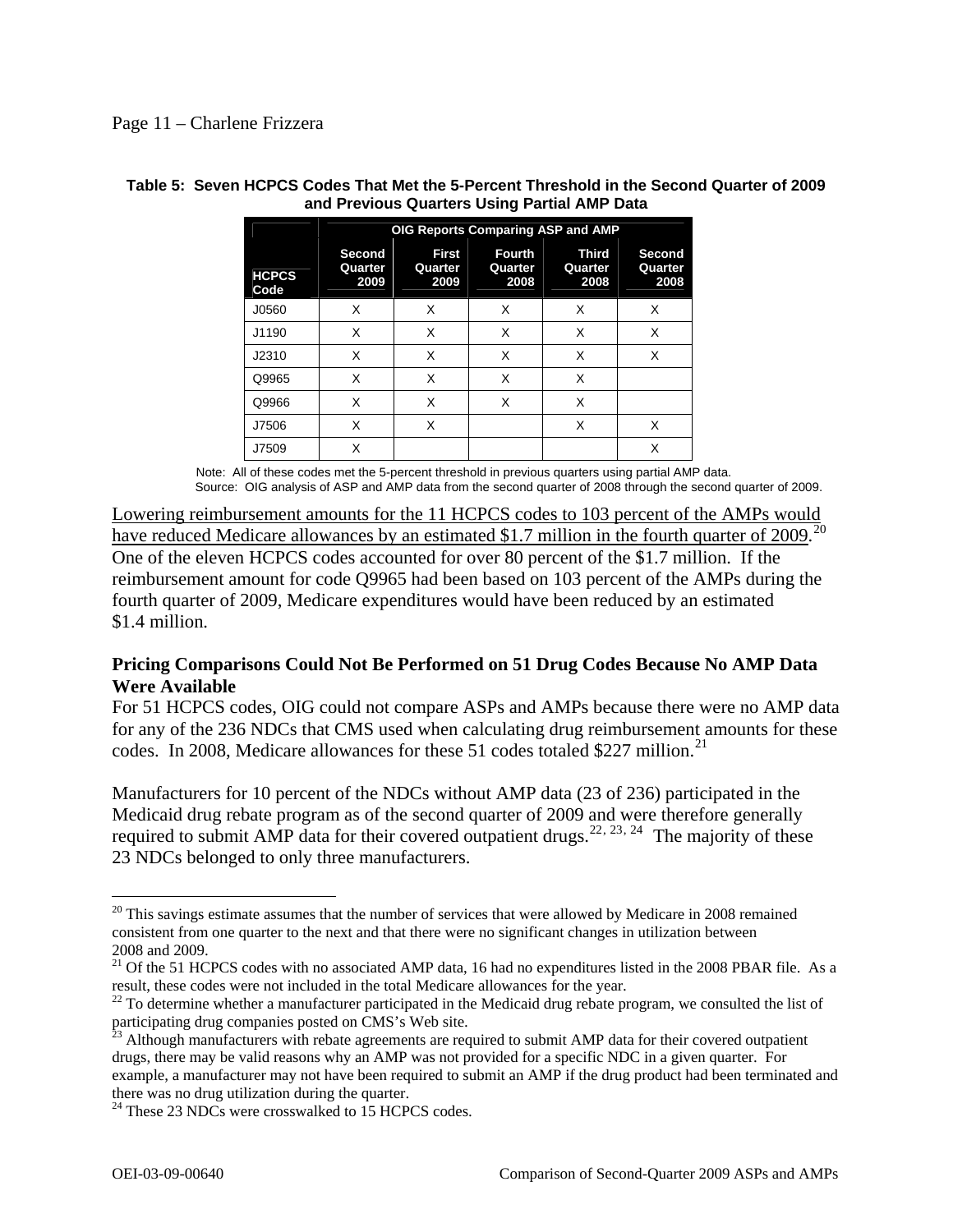**Table 5: Seven HCPCS Codes That Met the 5-Percent Threshold in the Second Quarter of 2009 and Previous Quarters Using Partial AMP Data**

| | OIG Reports Comparing ASP and AMP | | | | |
|---|---|---|---|---|---|
| HCPCS Code | Second Quarter 2009 | First Quarter 2009 | Fourth Quarter 2008 | Third Quarter 2008 | Second Quarter 2008 |
| J0560 | X | X | X | X | X |
| J1190 | X | X | X | X | X |
| J2310 | X | X | X | X | X |
| Q9965 | X | X | X | X | |
| Q9966 | X | X | X | X | |
| J7506 | X | X | | X | X |
| J7509 | X | | | | X |

Note: All of these codes met the 5-percent threshold in previous quarters using partial AMP data.
Source: OIG analysis of ASP and AMP data from the second quarter of 2008 through the second quarter of 2009.

Lowering reimbursement amounts for the 11 HCPCS codes to 103 percent of the AMPs would have reduced Medicare allowances by an estimated $1.7 million in the fourth quarter of 2009.[20] One of the eleven HCPCS codes accounted for over 80 percent of the $1.7 million. If the reimbursement amount for code Q9965 had been based on 103 percent of the AMPs during the fourth quarter of 2009, Medicare expenditures would have been reduced by an estimated $1.4 million.

**Pricing Comparisons Could Not Be Performed on 51 Drug Codes Because No AMP Data Were Available**

For 51 HCPCS codes, OIG could not compare ASPs and AMPs because there were no AMP data for any of the 236 NDCs that CMS used when calculating drug reimbursement amounts for these codes. In 2008, Medicare allowances for these 51 codes totaled $227 million.[21]

Manufacturers for 10 percent of the NDCs without AMP data (23 of 236) participated in the Medicaid drug rebate program as of the second quarter of 2009 and were therefore generally required to submit AMP data for their covered outpatient drugs.[22, 23, 24] The majority of these 23 NDCs belonged to only three manufacturers.

---

[20] This savings estimate assumes that the number of services that were allowed by Medicare in 2008 remained consistent from one quarter to the next and that there were no significant changes in utilization between 2008 and 2009.

[21] Of the 51 HCPCS codes with no associated AMP data, 16 had no expenditures listed in the 2008 PBAR file. As a result, these codes were not included in the total Medicare allowances for the year.

[22] To determine whether a manufacturer participated in the Medicaid drug rebate program, we consulted the list of participating drug companies posted on CMS's Web site.

[23] Although manufacturers with rebate agreements are required to submit AMP data for their covered outpatient drugs, there may be valid reasons why an AMP was not provided for a specific NDC in a given quarter. For example, a manufacturer may not have been required to submit an AMP if the drug product had been terminated and there was no drug utilization during the quarter.

[24] These 23 NDCs were crosswalked to 15 HCPCS codes.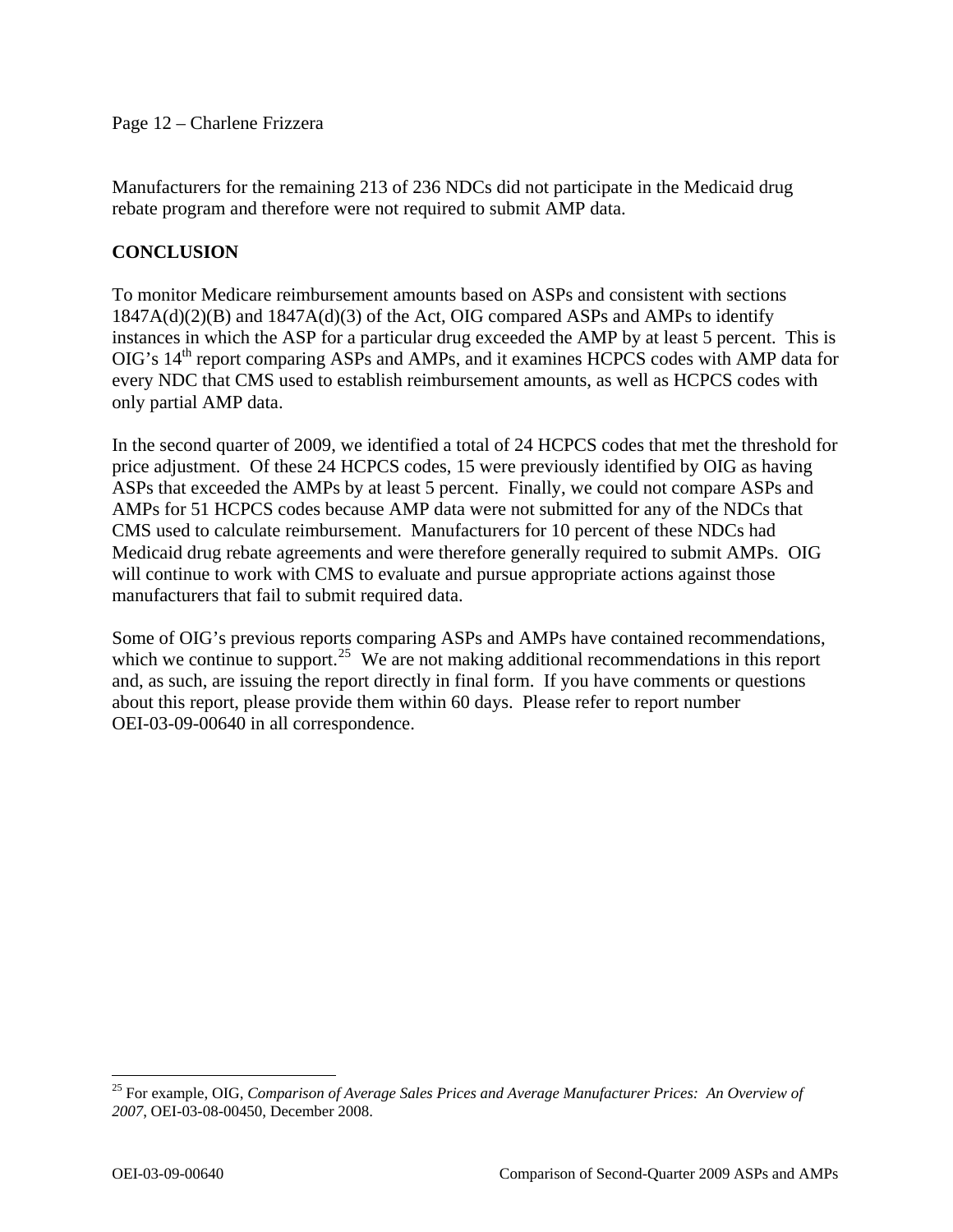Manufacturers for the remaining 213 of 236 NDCs did not participate in the Medicaid drug rebate program and therefore were not required to submit AMP data.

## CONCLUSION

To monitor Medicare reimbursement amounts based on ASPs and consistent with sections 1847A(d)(2)(B) and 1847A(d)(3) of the Act, OIG compared ASPs and AMPs to identify instances in which the ASP for a particular drug exceeded the AMP by at least 5 percent. This is OIG's 14th report comparing ASPs and AMPs, and it examines HCPCS codes with AMP data for every NDC that CMS used to establish reimbursement amounts, as well as HCPCS codes with only partial AMP data.

In the second quarter of 2009, we identified a total of 24 HCPCS codes that met the threshold for price adjustment. Of these 24 HCPCS codes, 15 were previously identified by OIG as having ASPs that exceeded the AMPs by at least 5 percent. Finally, we could not compare ASPs and AMPs for 51 HCPCS codes because AMP data were not submitted for any of the NDCs that CMS used to calculate reimbursement. Manufacturers for 10 percent of these NDCs had Medicaid drug rebate agreements and were therefore generally required to submit AMPs. OIG will continue to work with CMS to evaluate and pursue appropriate actions against those manufacturers that fail to submit required data.

Some of OIG's previous reports comparing ASPs and AMPs have contained recommendations, which we continue to support.[25] We are not making additional recommendations in this report and, as such, are issuing the report directly in final form. If you have comments or questions about this report, please provide them within 60 days. Please refer to report number OEI-03-09-00640 in all correspondence.

---

[25] For example, OIG, *Comparison of Average Sales Prices and Average Manufacturer Prices: An Overview of 2007*, OEI-03-08-00450, December 2008.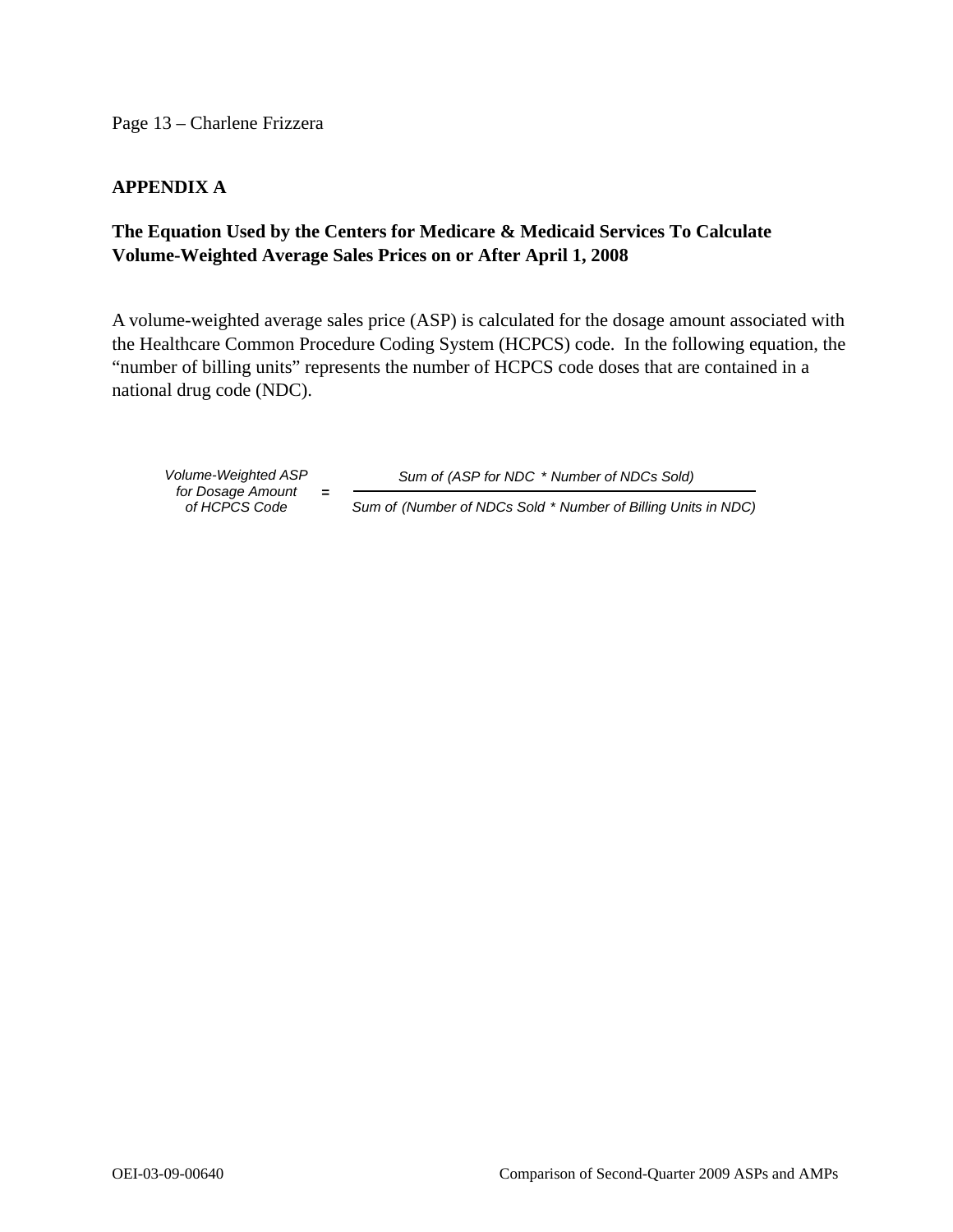## APPENDIX A

### The Equation Used by the Centers for Medicare & Medicaid Services To Calculate Volume-Weighted Average Sales Prices on or After April 1, 2008

A volume-weighted average sales price (ASP) is calculated for the dosage amount associated with the Healthcare Common Procedure Coding System (HCPCS) code. In the following equation, the "number of billing units" represents the number of HCPCS code doses that are contained in a national drug code (NDC).

$$\text{Volume-Weighted ASP for Dosage Amount of HCPCS Code} = \frac{\text{Sum of (ASP for NDC * Number of NDCs Sold)}}{\text{Sum of (Number of NDCs Sold * Number of Billing Units in NDC)}}$$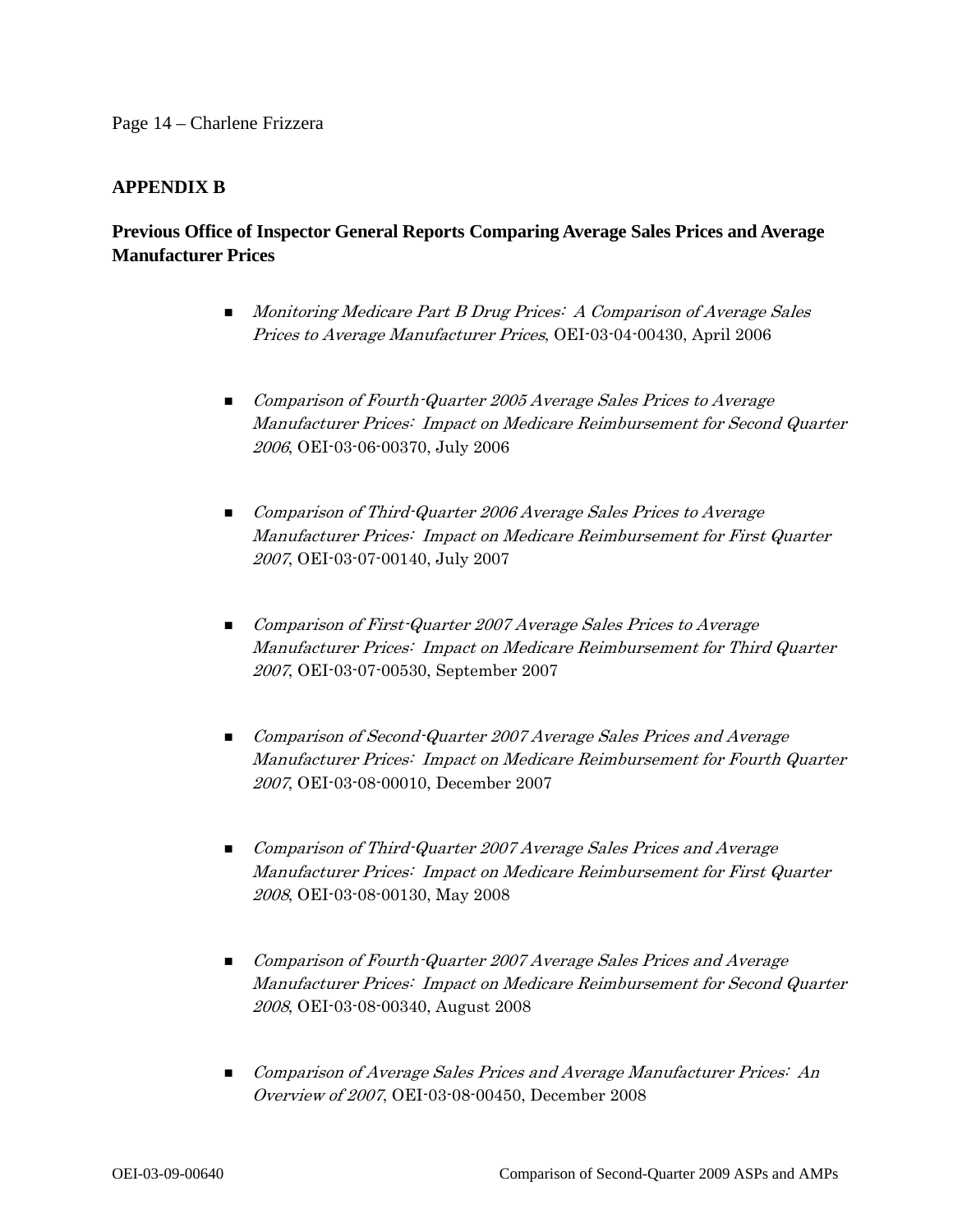## APPENDIX B

### Previous Office of Inspector General Reports Comparing Average Sales Prices and Average Manufacturer Prices

- *Monitoring Medicare Part B Drug Prices: A Comparison of Average Sales Prices to Average Manufacturer Prices*, OEI-03-04-00430, April 2006

- *Comparison of Fourth-Quarter 2005 Average Sales Prices to Average Manufacturer Prices: Impact on Medicare Reimbursement for Second Quarter 2006*, OEI-03-06-00370, July 2006

- *Comparison of Third-Quarter 2006 Average Sales Prices to Average Manufacturer Prices: Impact on Medicare Reimbursement for First Quarter 2007*, OEI-03-07-00140, July 2007

- *Comparison of First-Quarter 2007 Average Sales Prices to Average Manufacturer Prices: Impact on Medicare Reimbursement for Third Quarter 2007*, OEI-03-07-00530, September 2007

- *Comparison of Second-Quarter 2007 Average Sales Prices and Average Manufacturer Prices: Impact on Medicare Reimbursement for Fourth Quarter 2007*, OEI-03-08-00010, December 2007

- *Comparison of Third-Quarter 2007 Average Sales Prices and Average Manufacturer Prices: Impact on Medicare Reimbursement for First Quarter 2008*, OEI-03-08-00130, May 2008

- *Comparison of Fourth-Quarter 2007 Average Sales Prices and Average Manufacturer Prices: Impact on Medicare Reimbursement for Second Quarter 2008*, OEI-03-08-00340, August 2008

- *Comparison of Average Sales Prices and Average Manufacturer Prices: An Overview of 2007*, OEI-03-08-00450, December 2008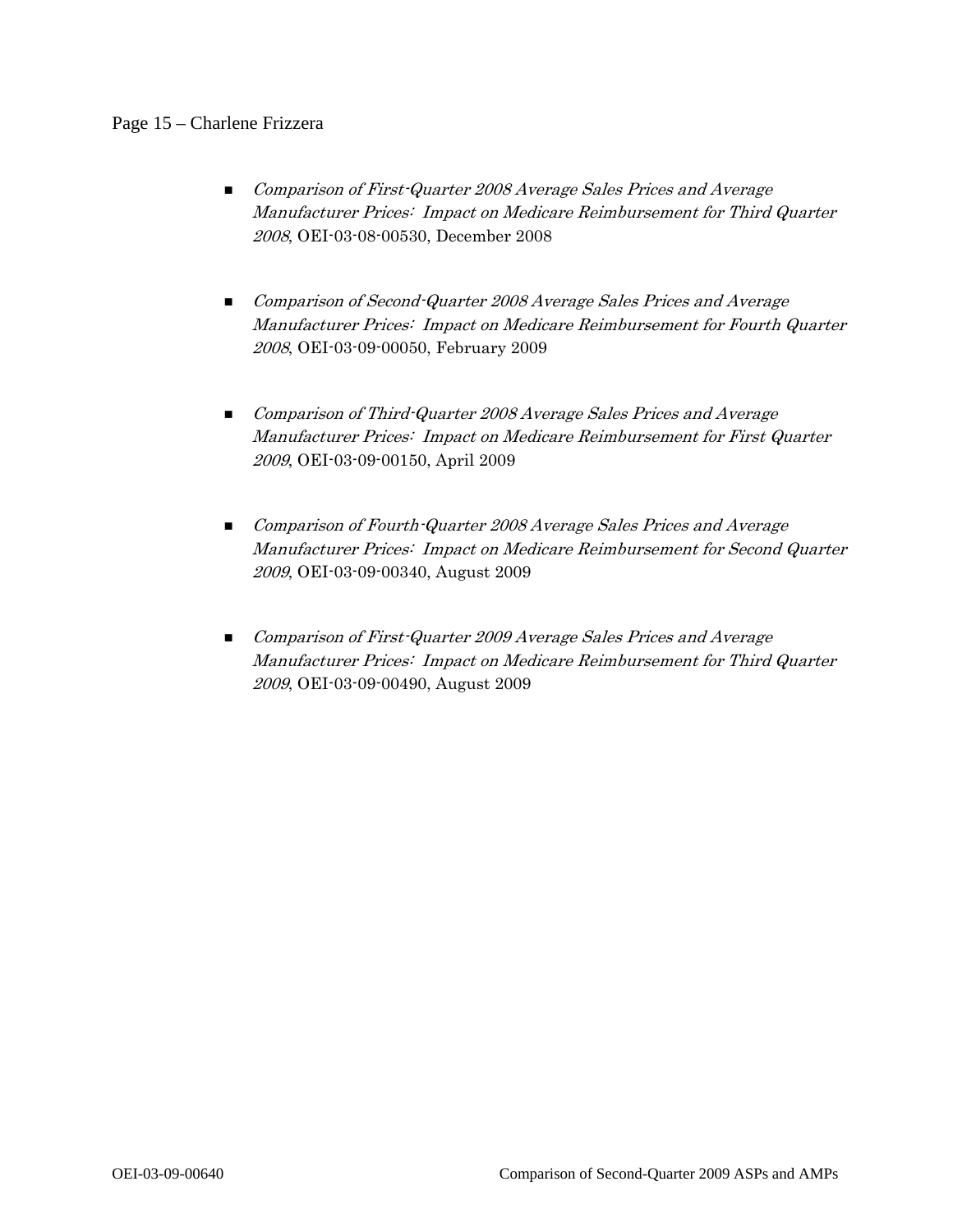- *Comparison of First-Quarter 2008 Average Sales Prices and Average Manufacturer Prices: Impact on Medicare Reimbursement for Third Quarter 2008*, OEI-03-08-00530, December 2008

- *Comparison of Second-Quarter 2008 Average Sales Prices and Average Manufacturer Prices: Impact on Medicare Reimbursement for Fourth Quarter 2008*, OEI-03-09-00050, February 2009

- *Comparison of Third-Quarter 2008 Average Sales Prices and Average Manufacturer Prices: Impact on Medicare Reimbursement for First Quarter 2009*, OEI-03-09-00150, April 2009

- *Comparison of Fourth-Quarter 2008 Average Sales Prices and Average Manufacturer Prices: Impact on Medicare Reimbursement for Second Quarter 2009*, OEI-03-09-00340, August 2009

- *Comparison of First-Quarter 2009 Average Sales Prices and Average Manufacturer Prices: Impact on Medicare Reimbursement for Third Quarter 2009*, OEI-03-09-00490, August 2009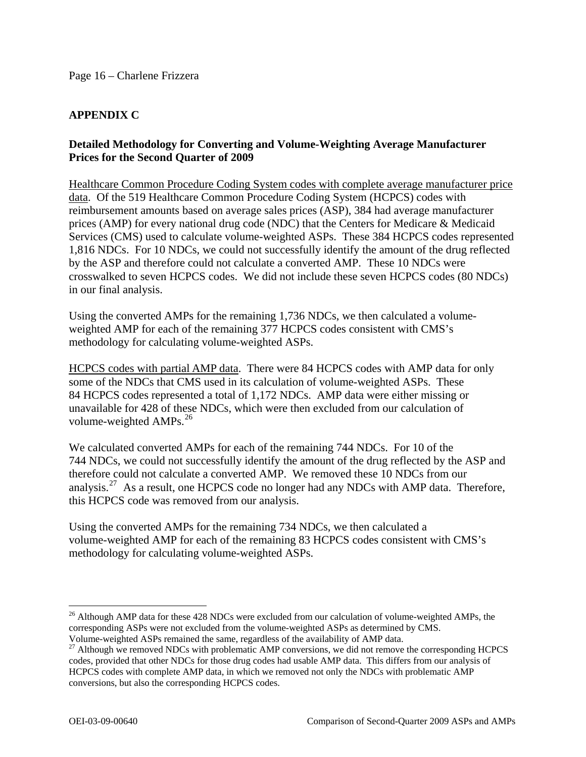## APPENDIX C

**Detailed Methodology for Converting and Volume-Weighting Average Manufacturer Prices for the Second Quarter of 2009**

Healthcare Common Procedure Coding System codes with complete average manufacturer price data. Of the 519 Healthcare Common Procedure Coding System (HCPCS) codes with reimbursement amounts based on average sales prices (ASP), 384 had average manufacturer prices (AMP) for every national drug code (NDC) that the Centers for Medicare & Medicaid Services (CMS) used to calculate volume-weighted ASPs. These 384 HCPCS codes represented 1,816 NDCs. For 10 NDCs, we could not successfully identify the amount of the drug reflected by the ASP and therefore could not calculate a converted AMP. These 10 NDCs were crosswalked to seven HCPCS codes. We did not include these seven HCPCS codes (80 NDCs) in our final analysis.

Using the converted AMPs for the remaining 1,736 NDCs, we then calculated a volume-weighted AMP for each of the remaining 377 HCPCS codes consistent with CMS's methodology for calculating volume-weighted ASPs.

HCPCS codes with partial AMP data. There were 84 HCPCS codes with AMP data for only some of the NDCs that CMS used in its calculation of volume-weighted ASPs. These 84 HCPCS codes represented a total of 1,172 NDCs. AMP data were either missing or unavailable for 428 of these NDCs, which were then excluded from our calculation of volume-weighted AMPs.[26]

We calculated converted AMPs for each of the remaining 744 NDCs. For 10 of the 744 NDCs, we could not successfully identify the amount of the drug reflected by the ASP and therefore could not calculate a converted AMP. We removed these 10 NDCs from our analysis.[27] As a result, one HCPCS code no longer had any NDCs with AMP data. Therefore, this HCPCS code was removed from our analysis.

Using the converted AMPs for the remaining 734 NDCs, we then calculated a volume-weighted AMP for each of the remaining 83 HCPCS codes consistent with CMS's methodology for calculating volume-weighted ASPs.

---

[26] Although AMP data for these 428 NDCs were excluded from our calculation of volume-weighted AMPs, the corresponding ASPs were not excluded from the volume-weighted ASPs as determined by CMS. Volume-weighted ASPs remained the same, regardless of the availability of AMP data.

[27] Although we removed NDCs with problematic AMP conversions, we did not remove the corresponding HCPCS codes, provided that other NDCs for those drug codes had usable AMP data. This differs from our analysis of HCPCS codes with complete AMP data, in which we removed not only the NDCs with problematic AMP conversions, but also the corresponding HCPCS codes.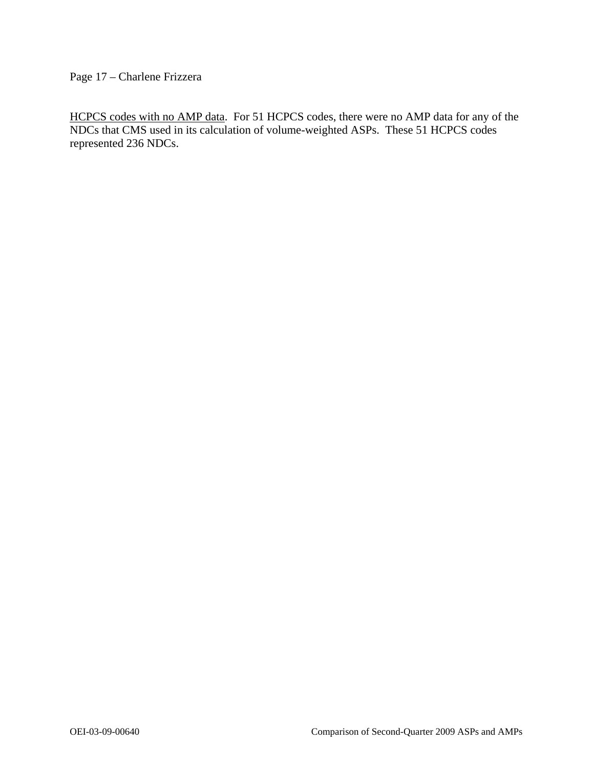<u>HCPCS codes with no AMP data</u>. For 51 HCPCS codes, there were no AMP data for any of the NDCs that CMS used in its calculation of volume-weighted ASPs. These 51 HCPCS codes represented 236 NDCs.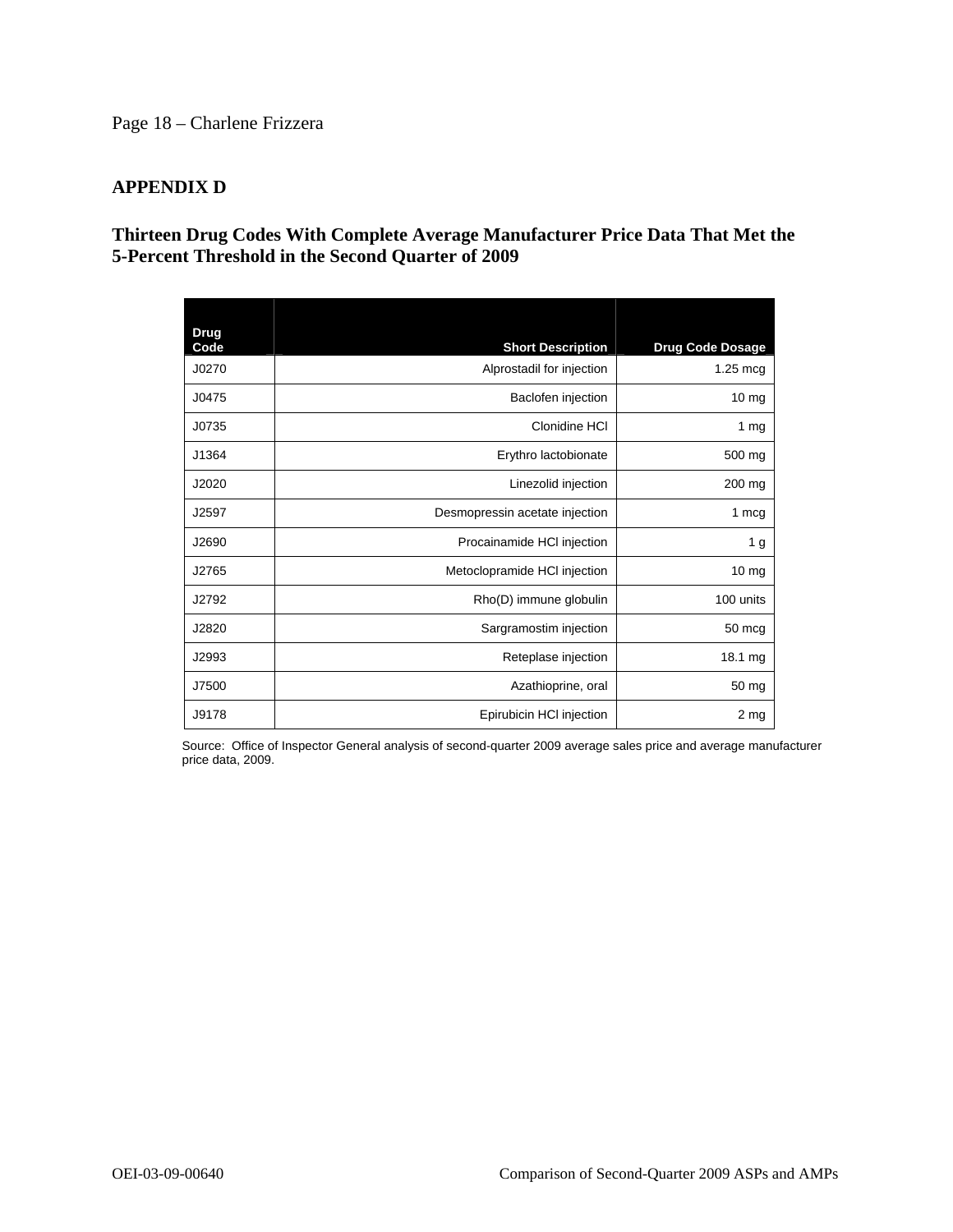## APPENDIX D

### Thirteen Drug Codes With Complete Average Manufacturer Price Data That Met the 5-Percent Threshold in the Second Quarter of 2009

| Drug Code | Short Description | Drug Code Dosage |
|---|---|---|
| J0270 | Alprostadil for injection | 1.25 mcg |
| J0475 | Baclofen injection | 10 mg |
| J0735 | Clonidine HCl | 1 mg |
| J1364 | Erythro lactobionate | 500 mg |
| J2020 | Linezolid injection | 200 mg |
| J2597 | Desmopressin acetate injection | 1 mcg |
| J2690 | Procainamide HCl injection | 1 g |
| J2765 | Metoclopramide HCl injection | 10 mg |
| J2792 | Rho(D) immune globulin | 100 units |
| J2820 | Sargramostim injection | 50 mcg |
| J2993 | Reteplase injection | 18.1 mg |
| J7500 | Azathioprine, oral | 50 mg |
| J9178 | Epirubicin HCl injection | 2 mg |

Source: Office of Inspector General analysis of second-quarter 2009 average sales price and average manufacturer price data, 2009.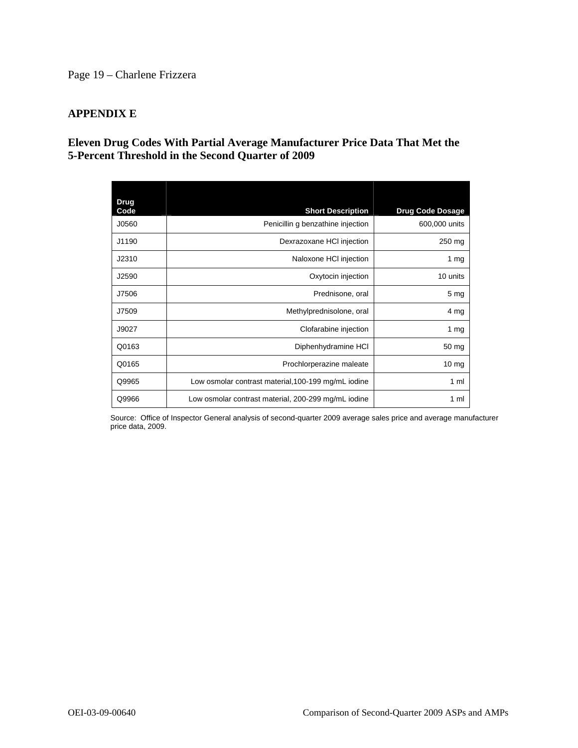## APPENDIX E

### Eleven Drug Codes With Partial Average Manufacturer Price Data That Met the 5-Percent Threshold in the Second Quarter of 2009

| Drug Code | Short Description | Drug Code Dosage |
|---|---|---|
| J0560 | Penicillin g benzathine injection | 600,000 units |
| J1190 | Dexrazoxane HCl injection | 250 mg |
| J2310 | Naloxone HCl injection | 1 mg |
| J2590 | Oxytocin injection | 10 units |
| J7506 | Prednisone, oral | 5 mg |
| J7509 | Methylprednisolone, oral | 4 mg |
| J9027 | Clofarabine injection | 1 mg |
| Q0163 | Diphenhydramine HCl | 50 mg |
| Q0165 | Prochlorperazine maleate | 10 mg |
| Q9965 | Low osmolar contrast material,100-199 mg/mL iodine | 1 ml |
| Q9966 | Low osmolar contrast material, 200-299 mg/mL iodine | 1 ml |

Source: Office of Inspector General analysis of second-quarter 2009 average sales price and average manufacturer price data, 2009.